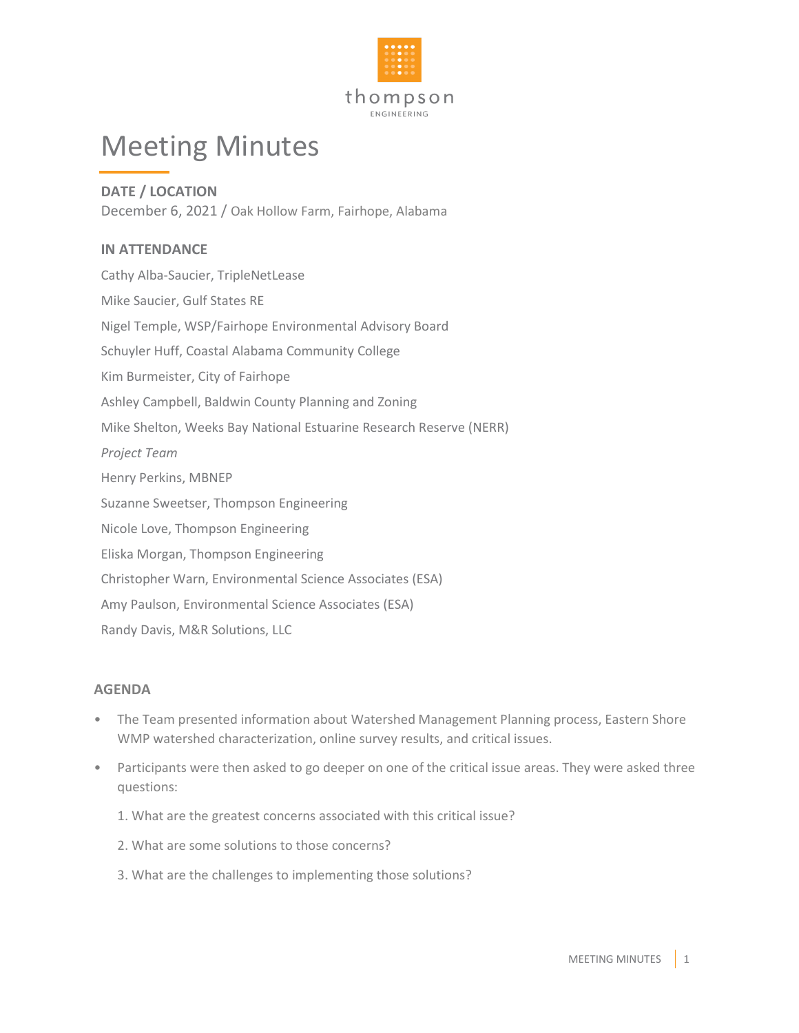thompson

ENGINEERING

# Meeting Minutes

**DATE / LOCATION**

December 6, 2021 / Oak Hollow Farm, Fairhope, Alabama

**IN ATTENDANCE**

Cathy Alba-Saucier, TripleNetLease

Mike Saucier, Gulf States RE

Nigel Temple, WSP/Fairhope Environmental Advisory Board

Schuyler Huff, Coastal Alabama Community College

Kim Burmeister, City of Fairhope

Ashley Campbell, Baldwin County Planning and Zoning

Mike Shelton, Weeks Bay National Estuarine Research Reserve (NERR)

*Project Team*

Henry Perkins, MBNEP

Suzanne Sweetser, Thompson Engineering

Nicole Love, Thompson Engineering

Eliska Morgan, Thompson Engineering

Christopher Warn, Environmental Science Associates (ESA)

Amy Paulson, Environmental Science Associates (ESA)

Randy Davis, M&R Solutions, LLC

## AGENDA

- The Team presented information about Watershed Management Planning process, Eastern Shore WMP watershed characterization, online survey results, and critical issues.
- Participants were then asked to go deeper on one of the critical issue areas. They were asked three questions:
  1. What are the greatest concerns associated with this critical issue?
  2. What are some solutions to those concerns?
  3. What are the challenges to implementing those solutions?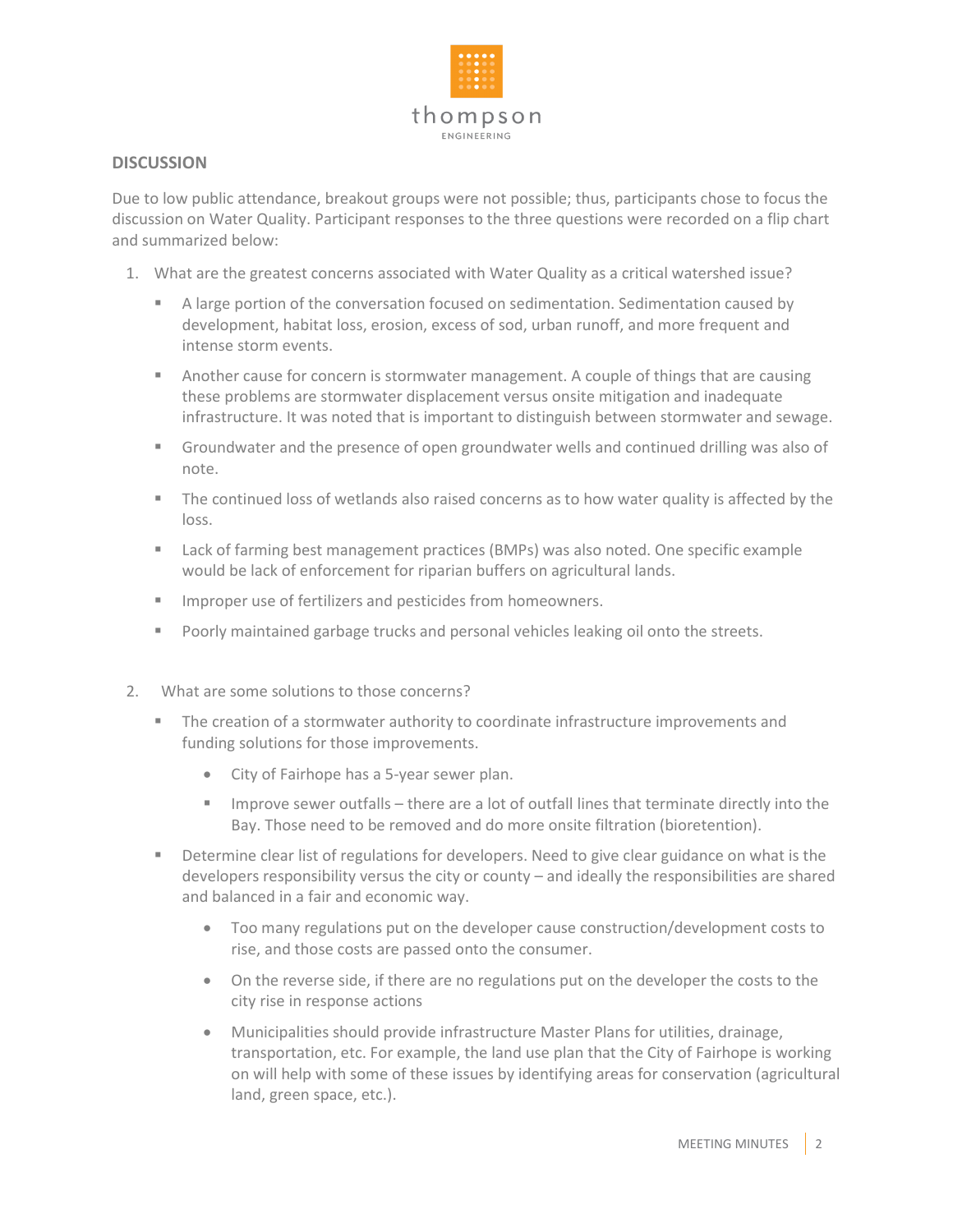## DISCUSSION

Due to low public attendance, breakout groups were not possible; thus, participants chose to focus the discussion on Water Quality. Participant responses to the three questions were recorded on a flip chart and summarized below:

1. What are the greatest concerns associated with Water Quality as a critical watershed issue?
   - A large portion of the conversation focused on sedimentation. Sedimentation caused by development, habitat loss, erosion, excess of sod, urban runoff, and more frequent and intense storm events.
   - Another cause for concern is stormwater management. A couple of things that are causing these problems are stormwater displacement versus onsite mitigation and inadequate infrastructure. It was noted that is important to distinguish between stormwater and sewage.
   - Groundwater and the presence of open groundwater wells and continued drilling was also of note.
   - The continued loss of wetlands also raised concerns as to how water quality is affected by the loss.
   - Lack of farming best management practices (BMPs) was also noted. One specific example would be lack of enforcement for riparian buffers on agricultural lands.
   - Improper use of fertilizers and pesticides from homeowners.
   - Poorly maintained garbage trucks and personal vehicles leaking oil onto the streets.

2. What are some solutions to those concerns?
   - The creation of a stormwater authority to coordinate infrastructure improvements and funding solutions for those improvements.
     - City of Fairhope has a 5-year sewer plan.
     - Improve sewer outfalls – there are a lot of outfall lines that terminate directly into the Bay. Those need to be removed and do more onsite filtration (bioretention).
   - Determine clear list of regulations for developers. Need to give clear guidance on what is the developers responsibility versus the city or county – and ideally the responsibilities are shared and balanced in a fair and economic way.
     - Too many regulations put on the developer cause construction/development costs to rise, and those costs are passed onto the consumer.
     - On the reverse side, if there are no regulations put on the developer the costs to the city rise in response actions
     - Municipalities should provide infrastructure Master Plans for utilities, drainage, transportation, etc. For example, the land use plan that the City of Fairhope is working on will help with some of these issues by identifying areas for conservation (agricultural land, green space, etc.).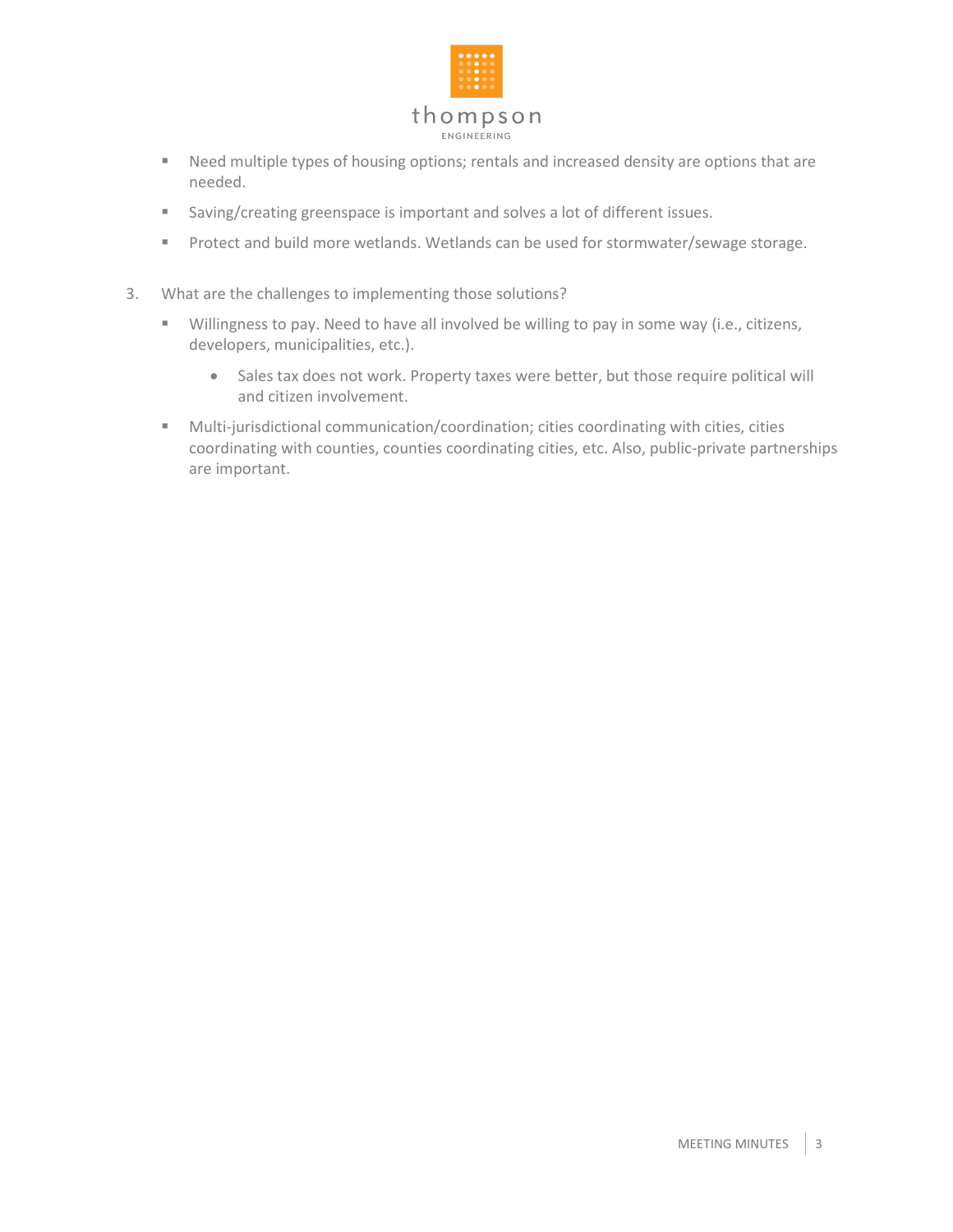- Need multiple types of housing options; rentals and increased density are options that are needed.
- Saving/creating greenspace is important and solves a lot of different issues.
- Protect and build more wetlands. Wetlands can be used for stormwater/sewage storage.

3. What are the challenges to implementing those solutions?

   - Willingness to pay. Need to have all involved be willing to pay in some way (i.e., citizens, developers, municipalities, etc.).
     - Sales tax does not work. Property taxes were better, but those require political will and citizen involvement.
   - Multi-jurisdictional communication/coordination; cities coordinating with cities, cities coordinating with counties, counties coordinating cities, etc. Also, public-private partnerships are important.